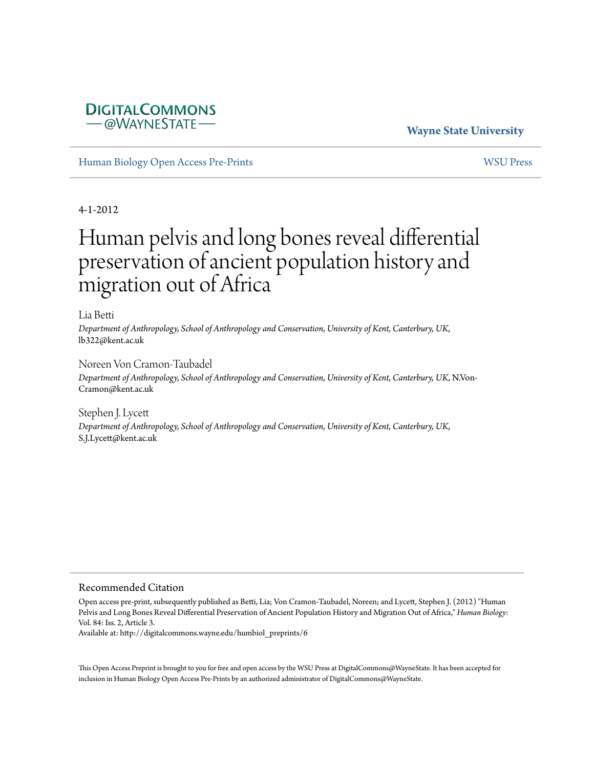DIGITALCOMMONS
— @WAYNESTATE —

**Wayne State University**

Human Biology Open Access Pre-Prints

WSU Press

4-1-2012

# Human pelvis and long bones reveal differential preservation of ancient population history and migration out of Africa

Lia Betti

*Department of Anthropology, School of Anthropology and Conservation, University of Kent, Canterbury, UK,* lb322@kent.ac.uk

Noreen Von Cramon-Taubadel

*Department of Anthropology, School of Anthropology and Conservation, University of Kent, Canterbury, UK,* N.Von-Cramon@kent.ac.uk

Stephen J. Lycett

*Department of Anthropology, School of Anthropology and Conservation, University of Kent, Canterbury, UK,* S.J.Lycett@kent.ac.uk

## Recommended Citation

Open access pre-print, subsequently published as Betti, Lia; Von Cramon-Taubadel, Noreen; and Lycett, Stephen J. (2012) "Human Pelvis and Long Bones Reveal Differential Preservation of Ancient Population History and Migration Out of Africa," *Human Biology*: Vol. 84: Iss. 2, Article 3.

Available at: http://digitalcommons.wayne.edu/humbiol_preprints/6

This Open Access Preprint is brought to you for free and open access by the WSU Press at DigitalCommons@WayneState. It has been accepted for inclusion in Human Biology Open Access Pre-Prints by an authorized administrator of DigitalCommons@WayneState.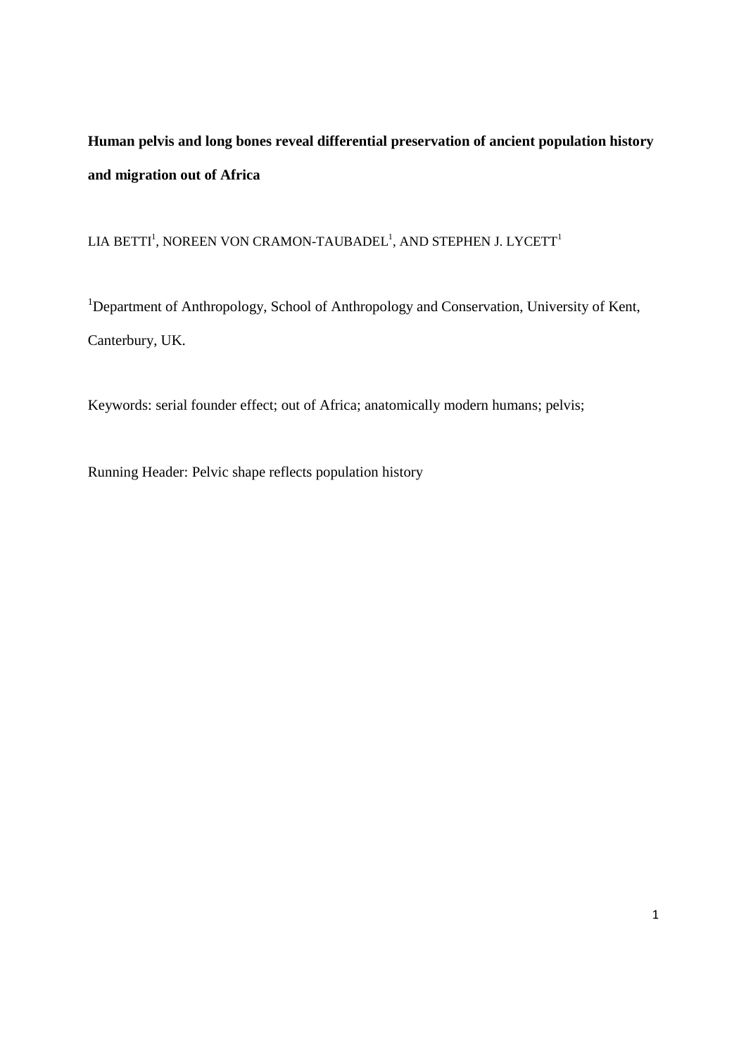**Human pelvis and long bones reveal differential preservation of ancient population history and migration out of Africa**

LIA BETTI[1], NOREEN VON CRAMON-TAUBADEL[1], AND STEPHEN J. LYCETT[1]

[1]Department of Anthropology, School of Anthropology and Conservation, University of Kent, Canterbury, UK.

Keywords: serial founder effect; out of Africa; anatomically modern humans; pelvis;

Running Header: Pelvic shape reflects population history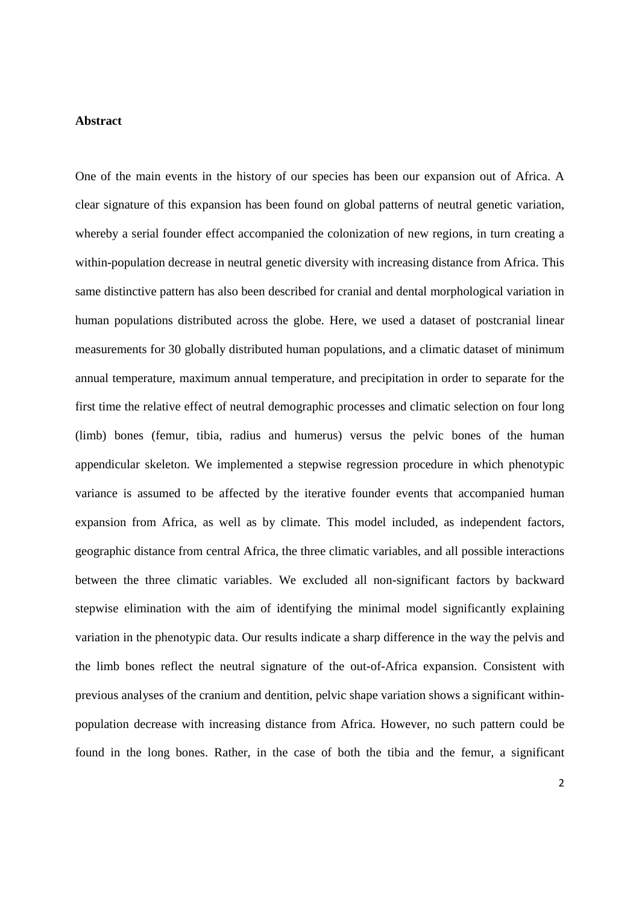**Abstract**

One of the main events in the history of our species has been our expansion out of Africa. A clear signature of this expansion has been found on global patterns of neutral genetic variation, whereby a serial founder effect accompanied the colonization of new regions, in turn creating a within-population decrease in neutral genetic diversity with increasing distance from Africa. This same distinctive pattern has also been described for cranial and dental morphological variation in human populations distributed across the globe. Here, we used a dataset of postcranial linear measurements for 30 globally distributed human populations, and a climatic dataset of minimum annual temperature, maximum annual temperature, and precipitation in order to separate for the first time the relative effect of neutral demographic processes and climatic selection on four long (limb) bones (femur, tibia, radius and humerus) versus the pelvic bones of the human appendicular skeleton. We implemented a stepwise regression procedure in which phenotypic variance is assumed to be affected by the iterative founder events that accompanied human expansion from Africa, as well as by climate. This model included, as independent factors, geographic distance from central Africa, the three climatic variables, and all possible interactions between the three climatic variables. We excluded all non-significant factors by backward stepwise elimination with the aim of identifying the minimal model significantly explaining variation in the phenotypic data. Our results indicate a sharp difference in the way the pelvis and the limb bones reflect the neutral signature of the out-of-Africa expansion. Consistent with previous analyses of the cranium and dentition, pelvic shape variation shows a significant within-population decrease with increasing distance from Africa. However, no such pattern could be found in the long bones. Rather, in the case of both the tibia and the femur, a significant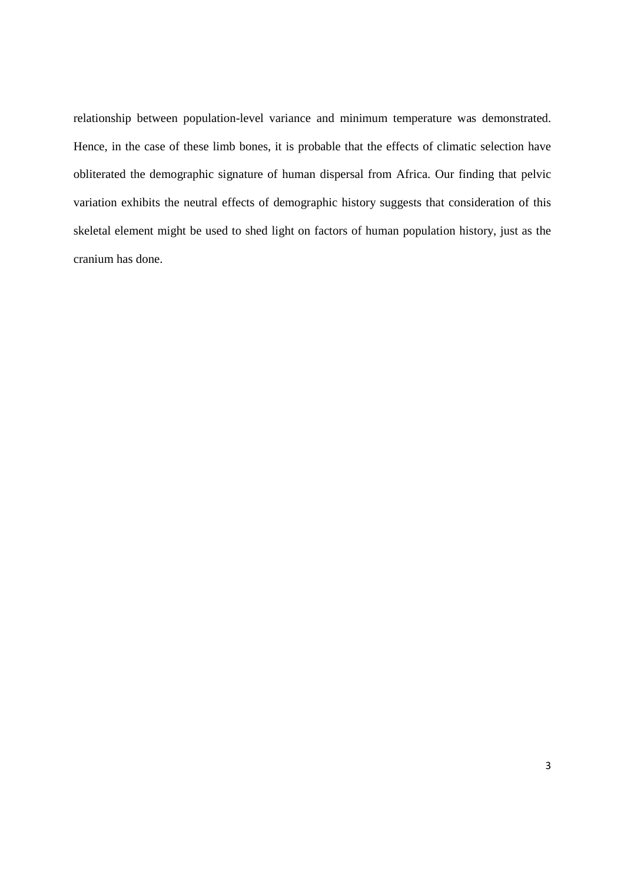relationship between population-level variance and minimum temperature was demonstrated. Hence, in the case of these limb bones, it is probable that the effects of climatic selection have obliterated the demographic signature of human dispersal from Africa. Our finding that pelvic variation exhibits the neutral effects of demographic history suggests that consideration of this skeletal element might be used to shed light on factors of human population history, just as the cranium has done.